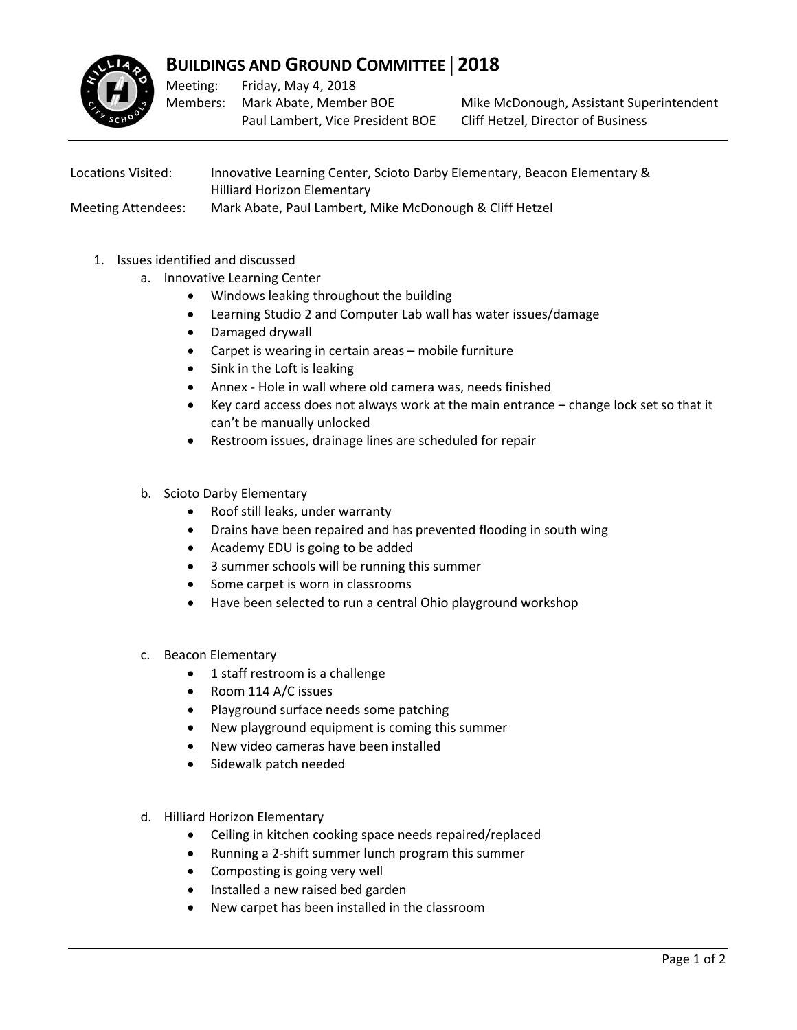# BUILDINGS AND GROUND COMMITTEE | 2018

Meeting: Friday, May 4, 2018

Members: Mark Abate, Member BOE; Paul Lambert, Vice President BOE; Mike McDonough, Assistant Superintendent; Cliff Hetzel, Director of Business

---

Locations Visited: Innovative Learning Center, Scioto Darby Elementary, Beacon Elementary & Hilliard Horizon Elementary

Meeting Attendees: Mark Abate, Paul Lambert, Mike McDonough & Cliff Hetzel

1. Issues identified and discussed
   a. Innovative Learning Center
      - Windows leaking throughout the building
      - Learning Studio 2 and Computer Lab wall has water issues/damage
      - Damaged drywall
      - Carpet is wearing in certain areas – mobile furniture
      - Sink in the Loft is leaking
      - Annex - Hole in wall where old camera was, needs finished
      - Key card access does not always work at the main entrance – change lock set so that it can't be manually unlocked
      - Restroom issues, drainage lines are scheduled for repair

   b. Scioto Darby Elementary
      - Roof still leaks, under warranty
      - Drains have been repaired and has prevented flooding in south wing
      - Academy EDU is going to be added
      - 3 summer schools will be running this summer
      - Some carpet is worn in classrooms
      - Have been selected to run a central Ohio playground workshop

   c. Beacon Elementary
      - 1 staff restroom is a challenge
      - Room 114 A/C issues
      - Playground surface needs some patching
      - New playground equipment is coming this summer
      - New video cameras have been installed
      - Sidewalk patch needed

   d. Hilliard Horizon Elementary
      - Ceiling in kitchen cooking space needs repaired/replaced
      - Running a 2-shift summer lunch program this summer
      - Composting is going very well
      - Installed a new raised bed garden
      - New carpet has been installed in the classroom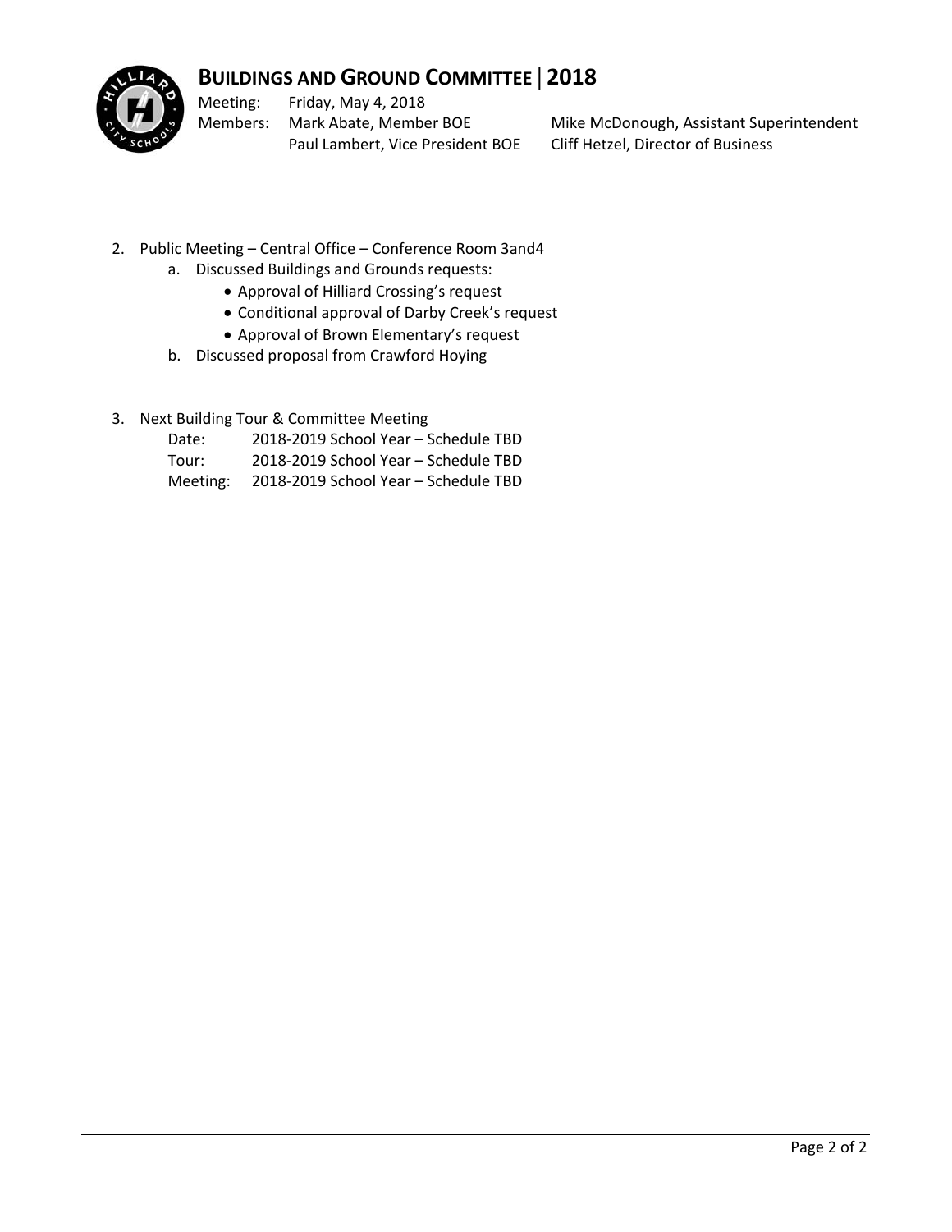# **BUILDINGS AND GROUND COMMITTEE | 2018**

Meeting: Friday, May 4, 2018

Members: Mark Abate, Member BOE; Paul Lambert, Vice President BOE; Mike McDonough, Assistant Superintendent; Cliff Hetzel, Director of Business

2. Public Meeting – Central Office – Conference Room 3and4
    a. Discussed Buildings and Grounds requests:
        - Approval of Hilliard Crossing's request
        - Conditional approval of Darby Creek's request
        - Approval of Brown Elementary's request
    b. Discussed proposal from Crawford Hoying

3. Next Building Tour & Committee Meeting

    Date: 2018-2019 School Year – Schedule TBD

    Tour: 2018-2019 School Year – Schedule TBD

    Meeting: 2018-2019 School Year – Schedule TBD